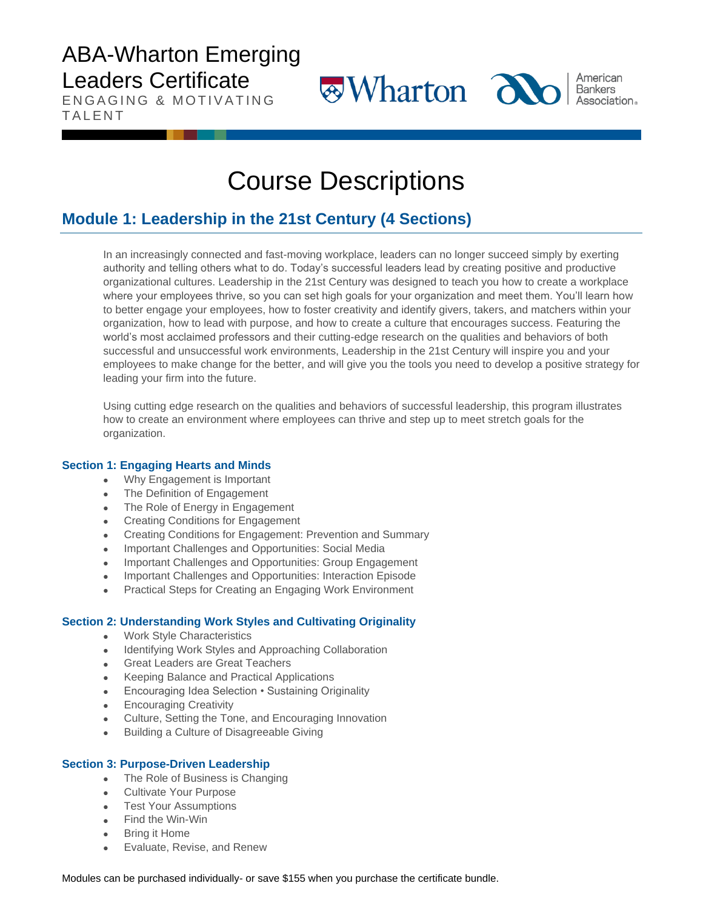# ABA-Wharton Emerging Leaders Certificate

ENGAGING & MOTIVATING TALENT

# Course Descriptions

## Module 1: Leadership in the 21st Century (4 Sections)

In an increasingly connected and fast-moving workplace, leaders can no longer succeed simply by exerting authority and telling others what to do. Today's successful leaders lead by creating positive and productive organizational cultures. Leadership in the 21st Century was designed to teach you how to create a workplace where your employees thrive, so you can set high goals for your organization and meet them. You'll learn how to better engage your employees, how to foster creativity and identify givers, takers, and matchers within your organization, how to lead with purpose, and how to create a culture that encourages success. Featuring the world's most acclaimed professors and their cutting-edge research on the qualities and behaviors of both successful and unsuccessful work environments, Leadership in the 21st Century will inspire you and your employees to make change for the better, and will give you the tools you need to develop a positive strategy for leading your firm into the future.

Using cutting edge research on the qualities and behaviors of successful leadership, this program illustrates how to create an environment where employees can thrive and step up to meet stretch goals for the organization.

### Section 1: Engaging Hearts and Minds

- Why Engagement is Important
- The Definition of Engagement
- The Role of Energy in Engagement
- Creating Conditions for Engagement
- Creating Conditions for Engagement: Prevention and Summary
- Important Challenges and Opportunities: Social Media
- Important Challenges and Opportunities: Group Engagement
- Important Challenges and Opportunities: Interaction Episode
- Practical Steps for Creating an Engaging Work Environment

### Section 2: Understanding Work Styles and Cultivating Originality

- Work Style Characteristics
- Identifying Work Styles and Approaching Collaboration
- Great Leaders are Great Teachers
- Keeping Balance and Practical Applications
- Encouraging Idea Selection • Sustaining Originality
- Encouraging Creativity
- Culture, Setting the Tone, and Encouraging Innovation
- Building a Culture of Disagreeable Giving

### Section 3: Purpose-Driven Leadership

- The Role of Business is Changing
- Cultivate Your Purpose
- Test Your Assumptions
- Find the Win-Win
- Bring it Home
- Evaluate, Revise, and Renew

Modules can be purchased individually- or save $155 when you purchase the certificate bundle.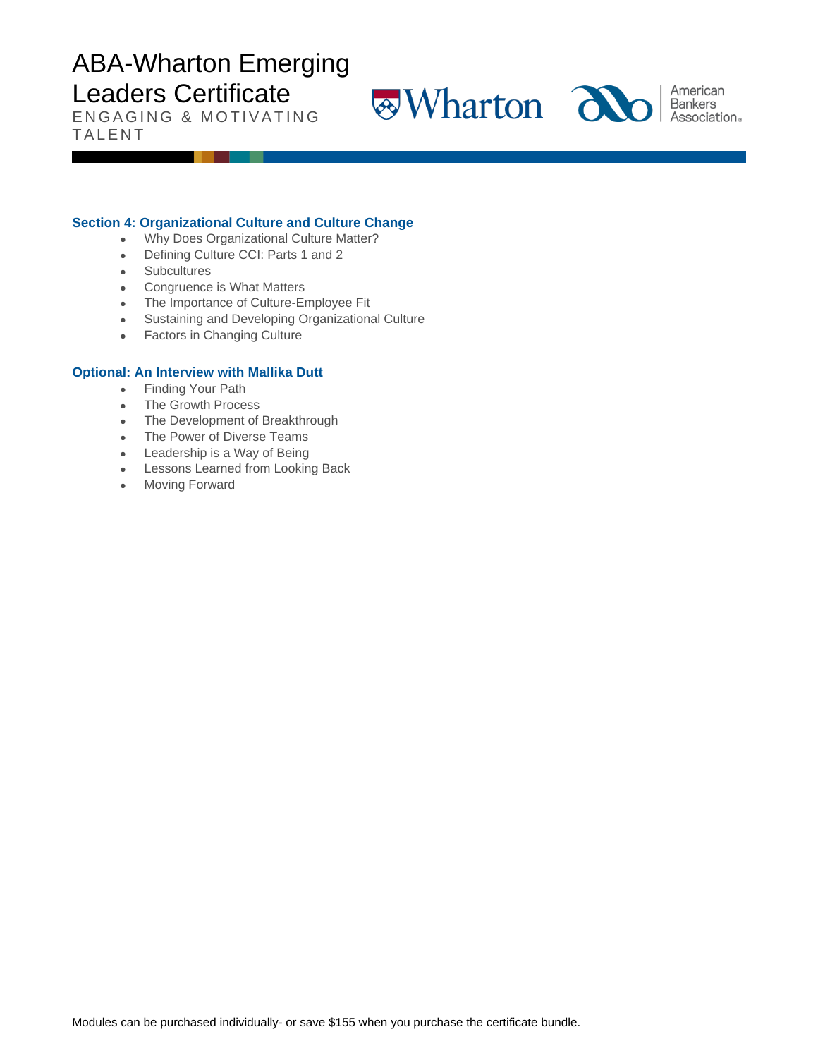### Section 4: Organizational Culture and Culture Change

- Why Does Organizational Culture Matter?
- Defining Culture CCI: Parts 1 and 2
- Subcultures
- Congruence is What Matters
- The Importance of Culture-Employee Fit
- Sustaining and Developing Organizational Culture
- Factors in Changing Culture

### Optional: An Interview with Mallika Dutt

- Finding Your Path
- The Growth Process
- The Development of Breakthrough
- The Power of Diverse Teams
- Leadership is a Way of Being
- Lessons Learned from Looking Back
- Moving Forward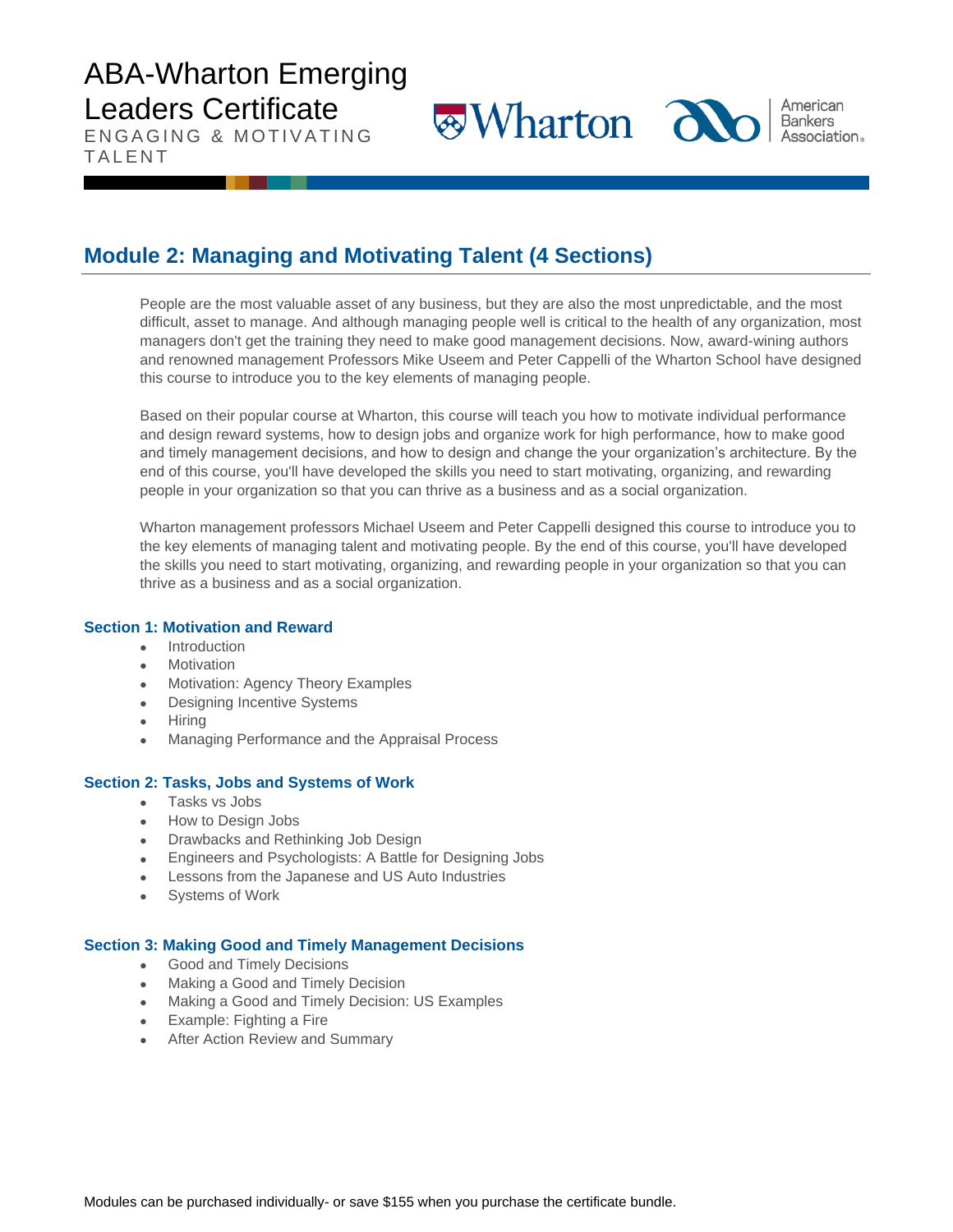# ABA-Wharton Emerging Leaders Certificate

ENGAGING & MOTIVATING TALENT

## Module 2: Managing and Motivating Talent (4 Sections)

People are the most valuable asset of any business, but they are also the most unpredictable, and the most difficult, asset to manage. And although managing people well is critical to the health of any organization, most managers don't get the training they need to make good management decisions. Now, award-wining authors and renowned management Professors Mike Useem and Peter Cappelli of the Wharton School have designed this course to introduce you to the key elements of managing people.

Based on their popular course at Wharton, this course will teach you how to motivate individual performance and design reward systems, how to design jobs and organize work for high performance, how to make good and timely management decisions, and how to design and change the your organization's architecture. By the end of this course, you'll have developed the skills you need to start motivating, organizing, and rewarding people in your organization so that you can thrive as a business and as a social organization.

Wharton management professors Michael Useem and Peter Cappelli designed this course to introduce you to the key elements of managing talent and motivating people. By the end of this course, you'll have developed the skills you need to start motivating, organizing, and rewarding people in your organization so that you can thrive as a business and as a social organization.

### Section 1: Motivation and Reward

- Introduction
- Motivation
- Motivation: Agency Theory Examples
- Designing Incentive Systems
- Hiring
- Managing Performance and the Appraisal Process

### Section 2: Tasks, Jobs and Systems of Work

- Tasks vs Jobs
- How to Design Jobs
- Drawbacks and Rethinking Job Design
- Engineers and Psychologists: A Battle for Designing Jobs
- Lessons from the Japanese and US Auto Industries
- Systems of Work

### Section 3: Making Good and Timely Management Decisions

- Good and Timely Decisions
- Making a Good and Timely Decision
- Making a Good and Timely Decision: US Examples
- Example: Fighting a Fire
- After Action Review and Summary

Modules can be purchased individually- or save $155 when you purchase the certificate bundle.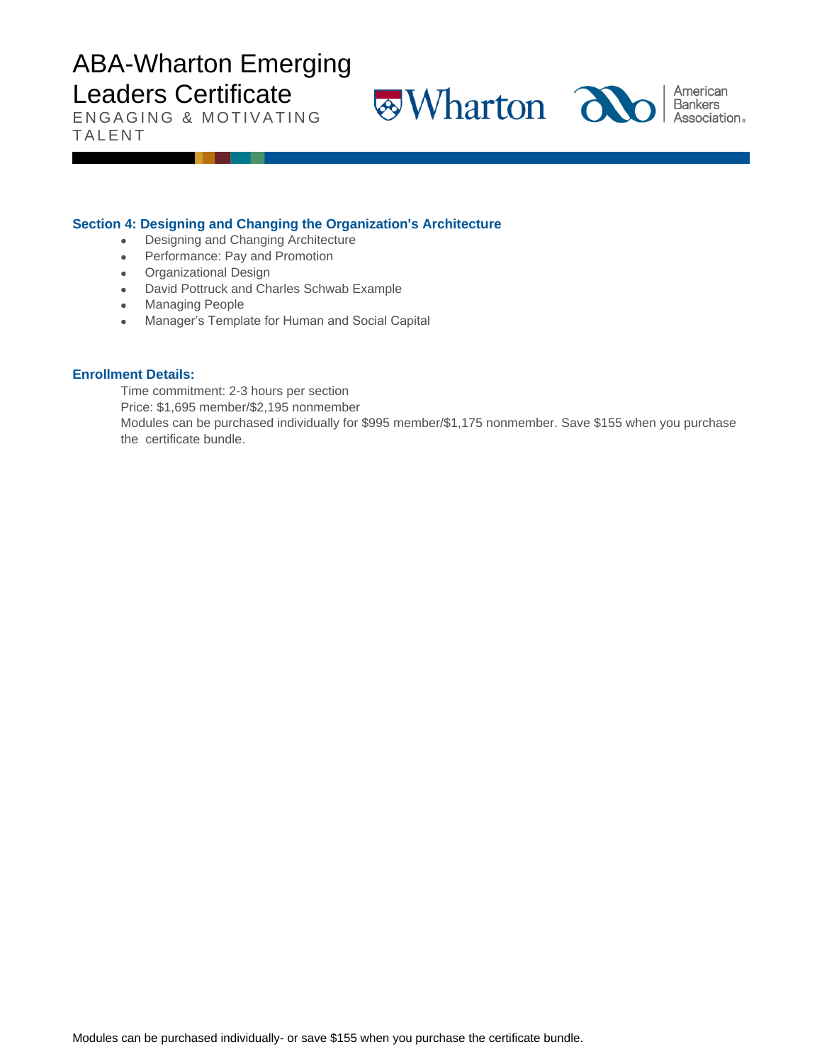# ABA-Wharton Emerging Leaders Certificate

ENGAGING & MOTIVATING TALENT

### Section 4: Designing and Changing the Organization's Architecture

- Designing and Changing Architecture
- Performance: Pay and Promotion
- Organizational Design
- David Pottruck and Charles Schwab Example
- Managing People
- Manager's Template for Human and Social Capital

### Enrollment Details:

Time commitment: 2-3 hours per section
Price: $1,695 member/$2,195 nonmember
Modules can be purchased individually for $995 member/$1,175 nonmember. Save $155 when you purchase the certificate bundle.

Modules can be purchased individually- or save $155 when you purchase the certificate bundle.